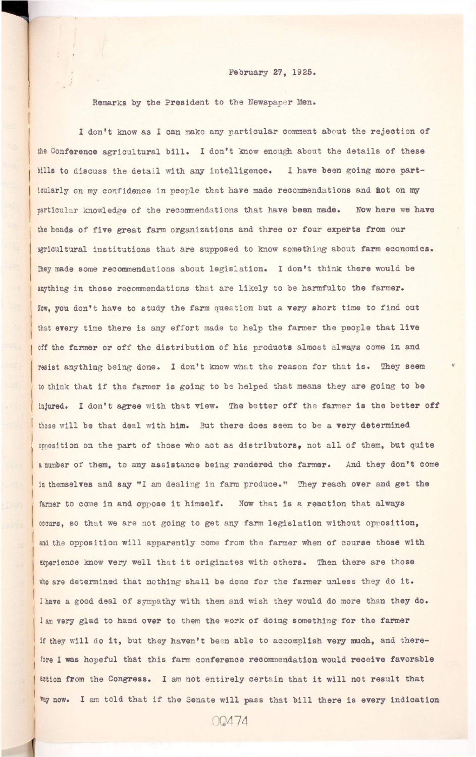February 27, 1925.

Remarks by the President to the Newspaper Men.

I don't know as I can make any particular comment about the rejection of the Conference agricultural bill. I don't know enough about the details of these bills to discuss the detail with any intelligence. I have been going more particularly on my confidence in people that have made recommendations and not on my particular knowledge of the recommendations that have been made. Now here we have the heads of five great farm organizations and three or four experts from our agricultural institutions that are supposed to know something about farm economics. They made some recommendations about legislation. I don't think there would be anything in those recommendations that are likely to be harmfulto the farmer. Now, you don't have to study the farm question but a very short time to find out that every time there is any effort made to help the farmer the people that live off the farmer or off the distribution of his products almost always come in and resist anything being done. I don't know what the reason for that is. They seem to think that if the farmer is going to be helped that means they are going to be injured. I don't agree with that view. The better off the farmer is the better off those will be that deal with him. But there does seem to be a very determined opposition on the part of those who act as distributors, not all of them, but quite a number of them, to any assistance being rendered the farmer. And they don't come in themselves and say "I am dealing in farm produce." They reach over and get the farmer to come in and oppose it himself. Now that is a reaction that always occurs, so that we are not going to get any farm legislation without opposition, and the opposition will apparently come from the farmer when of course those with experience know very well that it originates with others. Then there are those who are determined that nothing shall be done for the farmer unless they do it. I have a good deal of sympathy with them and wish they would do more than they do. I am very glad to hand over to them the work of doing something for the farmer if they will do it, but they haven't been able to accomplish very much, and therefore I was hopeful that this farm conference recommendation would receive favorable action from the Congress. I am not entirely certain that it will not result that way now. I am told that if the Senate will pass that bill there is every indication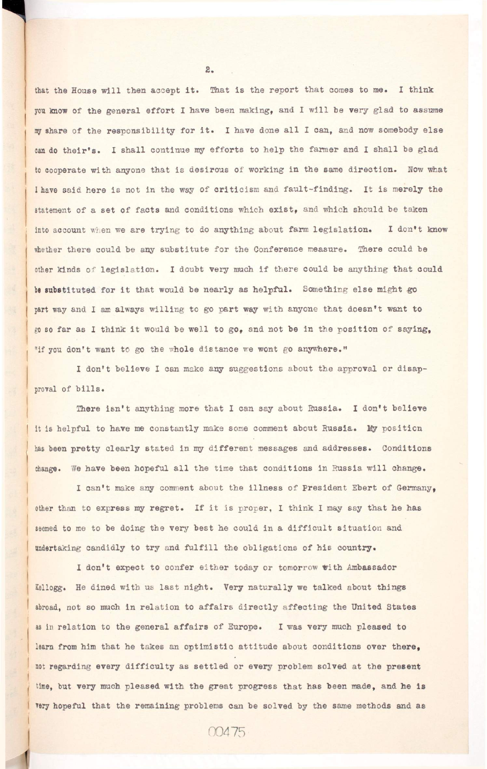that the House will then accept it. That is the report that comes to me. I think you know of the general effort I have been making, and I will be very glad to assume my share of the responsibility for it. I have done all I can, and now somebody else can do their's. I shall continue my efforts to help the farmer and I shall be glad to cooperate with anyone that is desirous of working in the same direction. Now what I have said here is not in the way of criticism and fault-finding. It is merely the statement of a set of facts and conditions which exist, and which should be taken into account when we are trying to do anything about farm legislation. I don't know whether there could be any substitute for the Conference measure. There could be other kinds of legislation. I doubt very much if there could be anything that could be substituted for it that would be nearly as helpful. Something else might go part way and I am always willing to go part way with anyone that doesn't want to go so far as I think it would be well to go, and not be in the position of saying, "if you don't want to go the whole distance we wont go anywhere."

I don't believe I can make any suggestions about the approval or disapproval of bills.

There isn't anything more that I can say about Russia. I don't believe it is helpful to have me constantly make some comment about Russia. My position has been pretty clearly stated in my different messages and addresses. Conditions change. We have been hopeful all the time that conditions in Russia will change.

I can't make any comment about the illness of President Ebert of Germany, other than to express my regret. If it is proper, I think I may say that he has seemed to me to be doing the very best he could in a difficult situation and undertaking candidly to try and fulfill the obligations of his country.

I don't expect to confer either today or tomorrow with Ambassador Kellogg. He dined with us last night. Very naturally we talked about things abroad, not so much in relation to affairs directly affecting the United States as in relation to the general affairs of Europe. I was very much pleased to learn from him that he takes an optimistic attitude about conditions over there, not regarding every difficulty as settled or every problem solved at the present time, but very much pleased with the great progress that has been made, and he is very hopeful that the remaining problems can be solved by the same methods and as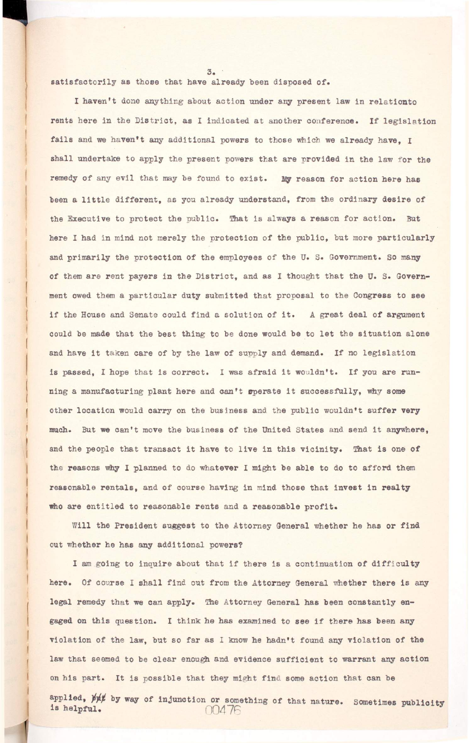satisfactorily as those that have already been disposed of.

I haven't done anything about action under any present law in relationto rents here in the District, as I indicated at another conference. If legislation fails and we haven't any additional powers to those which we already have, I shall undertake to apply the present powers that are provided in the law for the remedy of any evil that may be found to exist. My reason for action here has been a little different, as you already understand, from the ordinary desire of the Executive to protect the public. That is always a reason for action. But here I had in mind not merely the protection of the public, but more particularly and primarily the protection of the employees of the U. S. Government. So many of them are rent payers in the District, and as I thought that the U. S. Government owed them a particular duty submitted that proposal to the Congress to see if the House and Senate could find a solution of it. A great deal of argument could be made that the best thing to be done would be to let the situation alone and have it taken care of by the law of supply and demand. If no legislation is passed, I hope that is correct. I was afraid it wouldn't. If you are running a manufacturing plant here and can't operate it successfully, why some other location would carry on the business and the public wouldn't suffer very much. But we can't move the business of the United States and send it anywhere, and the people that transact it have to live in this vicinity. That is one of the reasons why I planned to do whatever I might be able to do to afford them reasonable rentals, and of course having in mind those that invest in realty who are entitled to reasonable rents and a reasonable profit.

Will the President suggest to the Attorney General whether he has or find out whether he has any additional powers?

I am going to inquire about that if there is a continuation of difficulty here. Of course I shall find out from the Attorney General whether there is any legal remedy that we can apply. The Attorney General has been constantly engaged on this question. I think he has examined to see if there has been any violation of the law, but so far as I know he hadn't found any violation of the law that seemed to be clear enough and evidence sufficient to warrant any action on his part. It is possible that they might find some action that can be applied, ~~xxx~~ by way of injunction or something of that nature. Sometimes publicity is helpful.